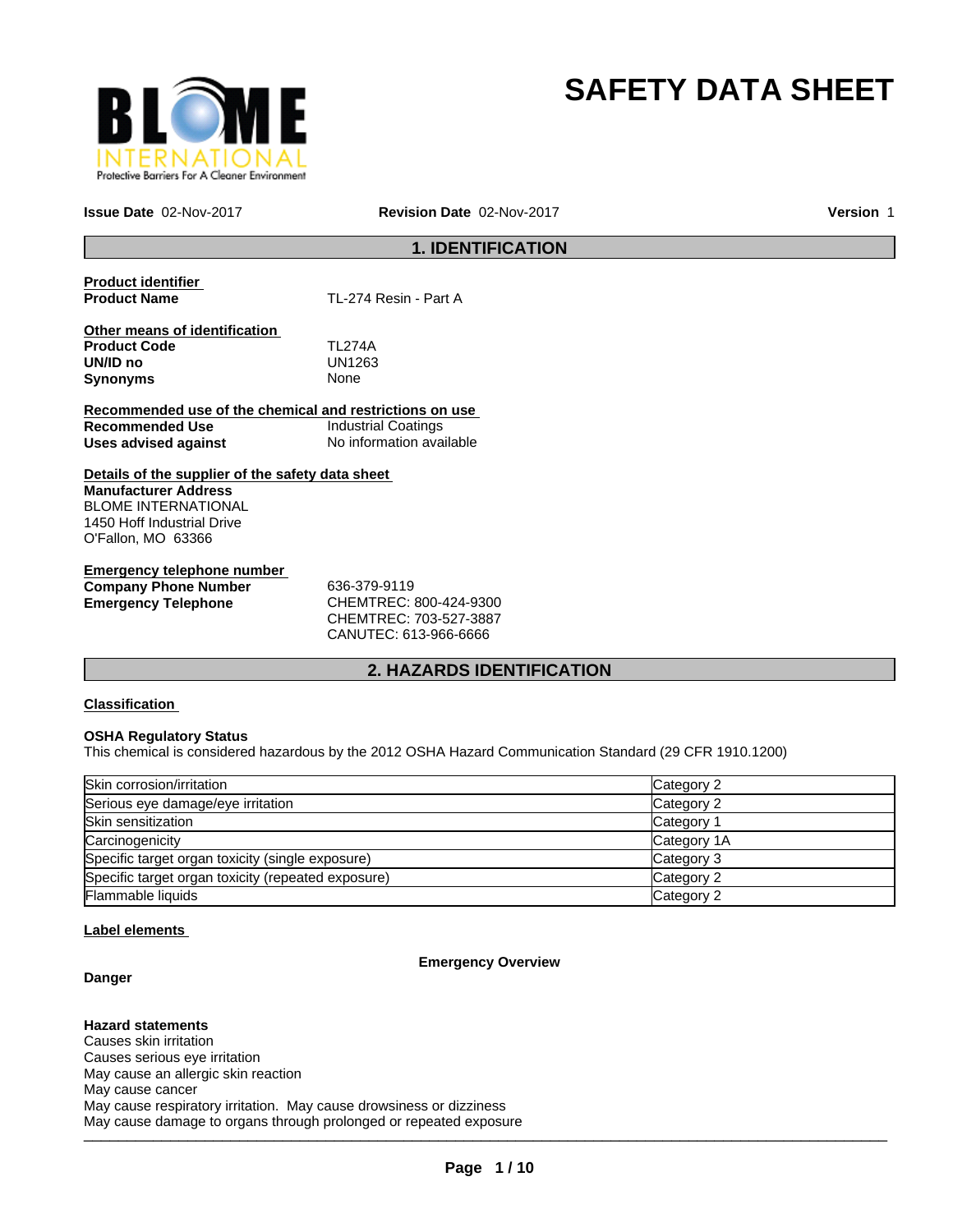# SAFETY DATA SHEET

**Issue Date** 02-Nov-2017 **Revision Date** 02-Nov-2017 **Version** 1

## 1. IDENTIFICATION

**Product identifier**

**Product Name** TL-274 Resin - Part A

**Other means of identification**

**Product Code** TL274A
**UN/ID no** UN1263
**Synonyms** None

**Recommended use of the chemical and restrictions on use**

**Recommended Use** Industrial Coatings
**Uses advised against** No information available

**Details of the supplier of the safety data sheet**

**Manufacturer Address**
BLOME INTERNATIONAL
1450 Hoff Industrial Drive
O'Fallon, MO 63366

**Emergency telephone number**

**Company Phone Number** 636-379-9119
**Emergency Telephone** CHEMTREC: 800-424-9300
CHEMTREC: 703-527-3887
CANUTEC: 613-966-6666

## 2. HAZARDS IDENTIFICATION

**Classification**

**OSHA Regulatory Status**
This chemical is considered hazardous by the 2012 OSHA Hazard Communication Standard (29 CFR 1910.1200)

| Hazard | Category |
|---|---|
| Skin corrosion/irritation | Category 2 |
| Serious eye damage/eye irritation | Category 2 |
| Skin sensitization | Category 1 |
| Carcinogenicity | Category 1A |
| Specific target organ toxicity (single exposure) | Category 3 |
| Specific target organ toxicity (repeated exposure) | Category 2 |
| Flammable liquids | Category 2 |

**Label elements**

**Emergency Overview**

**Danger**

**Hazard statements**
Causes skin irritation
Causes serious eye irritation
May cause an allergic skin reaction
May cause cancer
May cause respiratory irritation. May cause drowsiness or dizziness
May cause damage to organs through prolonged or repeated exposure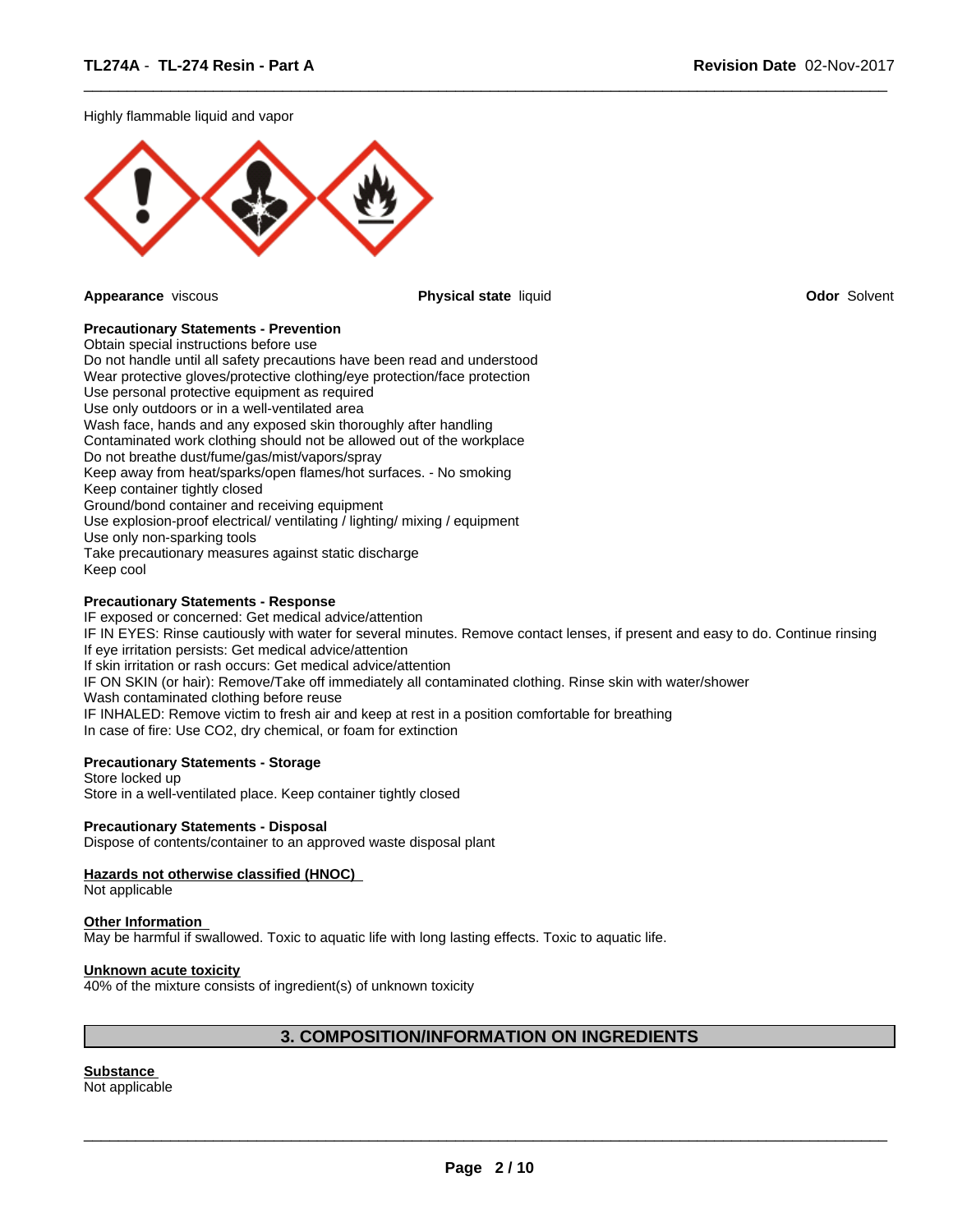Highly flammable liquid and vapor

**Appearance** viscous

**Physical state** liquid

**Odor** Solvent

**Precautionary Statements - Prevention**

Obtain special instructions before use
Do not handle until all safety precautions have been read and understood
Wear protective gloves/protective clothing/eye protection/face protection
Use personal protective equipment as required
Use only outdoors or in a well-ventilated area
Wash face, hands and any exposed skin thoroughly after handling
Contaminated work clothing should not be allowed out of the workplace
Do not breathe dust/fume/gas/mist/vapors/spray
Keep away from heat/sparks/open flames/hot surfaces. - No smoking
Keep container tightly closed
Ground/bond container and receiving equipment
Use explosion-proof electrical/ ventilating / lighting/ mixing / equipment
Use only non-sparking tools
Take precautionary measures against static discharge
Keep cool

**Precautionary Statements - Response**

IF exposed or concerned: Get medical advice/attention
IF IN EYES: Rinse cautiously with water for several minutes. Remove contact lenses, if present and easy to do. Continue rinsing
If eye irritation persists: Get medical advice/attention
If skin irritation or rash occurs: Get medical advice/attention
IF ON SKIN (or hair): Remove/Take off immediately all contaminated clothing. Rinse skin with water/shower
Wash contaminated clothing before reuse
IF INHALED: Remove victim to fresh air and keep at rest in a position comfortable for breathing
In case of fire: Use CO2, dry chemical, or foam for extinction

**Precautionary Statements - Storage**

Store locked up
Store in a well-ventilated place. Keep container tightly closed

**Precautionary Statements - Disposal**

Dispose of contents/container to an approved waste disposal plant

**Hazards not otherwise classified (HNOC)**

Not applicable

**Other Information**

May be harmful if swallowed. Toxic to aquatic life with long lasting effects. Toxic to aquatic life.

**Unknown acute toxicity**

40% of the mixture consists of ingredient(s) of unknown toxicity

## 3. COMPOSITION/INFORMATION ON INGREDIENTS

**Substance**

Not applicable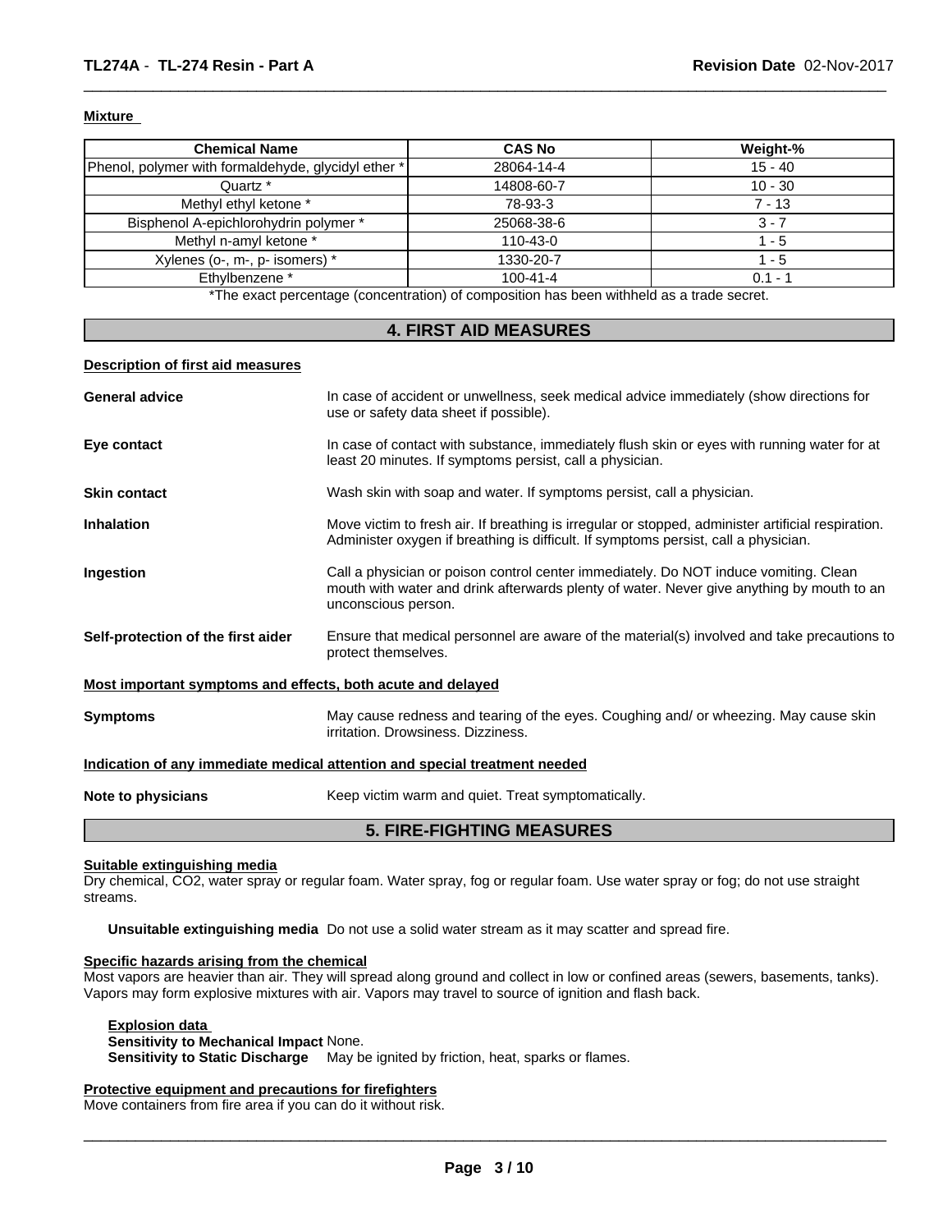**Mixture**

| Chemical Name | CAS No | Weight-% |
| --- | --- | --- |
| Phenol, polymer with formaldehyde, glycidyl ether * | 28064-14-4 | 15 - 40 |
| Quartz * | 14808-60-7 | 10 - 30 |
| Methyl ethyl ketone * | 78-93-3 | 7 - 13 |
| Bisphenol A-epichlorohydrin polymer * | 25068-38-6 | 3 - 7 |
| Methyl n-amyl ketone * | 110-43-0 | 1 - 5 |
| Xylenes (o-, m-, p- isomers) * | 1330-20-7 | 1 - 5 |
| Ethylbenzene * | 100-41-4 | 0.1 - 1 |

*The exact percentage (concentration) of composition has been withheld as a trade secret.

## 4. FIRST AID MEASURES

**Description of first aid measures**

**General advice** In case of accident or unwellness, seek medical advice immediately (show directions for use or safety data sheet if possible).

**Eye contact** In case of contact with substance, immediately flush skin or eyes with running water for at least 20 minutes. If symptoms persist, call a physician.

**Skin contact** Wash skin with soap and water. If symptoms persist, call a physician.

**Inhalation** Move victim to fresh air. If breathing is irregular or stopped, administer artificial respiration. Administer oxygen if breathing is difficult. If symptoms persist, call a physician.

**Ingestion** Call a physician or poison control center immediately. Do NOT induce vomiting. Clean mouth with water and drink afterwards plenty of water. Never give anything by mouth to an unconscious person.

**Self-protection of the first aider** Ensure that medical personnel are aware of the material(s) involved and take precautions to protect themselves.

**Most important symptoms and effects, both acute and delayed**

**Symptoms** May cause redness and tearing of the eyes. Coughing and/ or wheezing. May cause skin irritation. Drowsiness. Dizziness.

**Indication of any immediate medical attention and special treatment needed**

**Note to physicians** Keep victim warm and quiet. Treat symptomatically.

## 5. FIRE-FIGHTING MEASURES

**Suitable extinguishing media**

Dry chemical, $CO_2$, water spray or regular foam. Water spray, fog or regular foam. Use water spray or fog; do not use straight streams.

**Unsuitable extinguishing media** Do not use a solid water stream as it may scatter and spread fire.

**Specific hazards arising from the chemical**

Most vapors are heavier than air. They will spread along ground and collect in low or confined areas (sewers, basements, tanks). Vapors may form explosive mixtures with air. Vapors may travel to source of ignition and flash back.

**Explosion data**

**Sensitivity to Mechanical Impact** None.

**Sensitivity to Static Discharge** May be ignited by friction, heat, sparks or flames.

**Protective equipment and precautions for firefighters**

Move containers from fire area if you can do it without risk.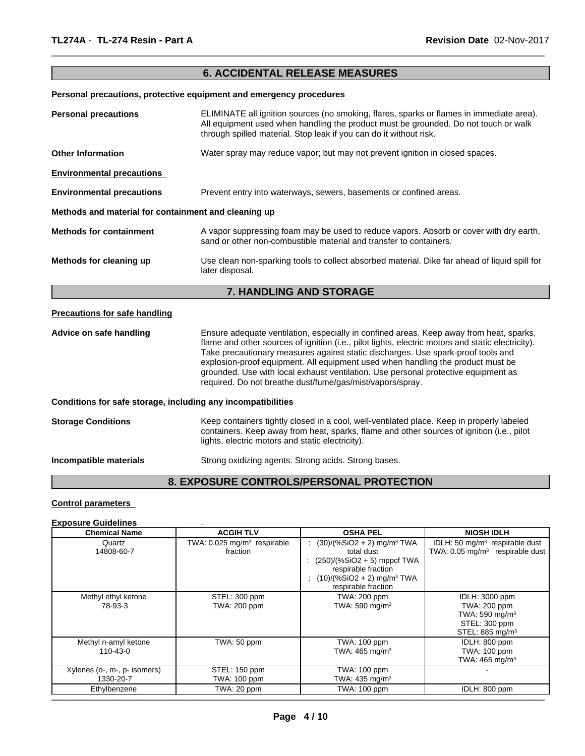## 6. ACCIDENTAL RELEASE MEASURES

**Personal precautions, protective equipment and emergency procedures**

**Personal precautions** ELIMINATE all ignition sources (no smoking, flares, sparks or flames in immediate area). All equipment used when handling the product must be grounded. Do not touch or walk through spilled material. Stop leak if you can do it without risk.

**Other Information** Water spray may reduce vapor; but may not prevent ignition in closed spaces.

**Environmental precautions**

**Environmental precautions** Prevent entry into waterways, sewers, basements or confined areas.

**Methods and material for containment and cleaning up**

**Methods for containment** A vapor suppressing foam may be used to reduce vapors. Absorb or cover with dry earth, sand or other non-combustible material and transfer to containers.

**Methods for cleaning up** Use clean non-sparking tools to collect absorbed material. Dike far ahead of liquid spill for later disposal.

## 7. HANDLING AND STORAGE

**Precautions for safe handling**

**Advice on safe handling** Ensure adequate ventilation, especially in confined areas. Keep away from heat, sparks, flame and other sources of ignition (i.e., pilot lights, electric motors and static electricity). Take precautionary measures against static discharges. Use spark-proof tools and explosion-proof equipment. All equipment used when handling the product must be grounded. Use with local exhaust ventilation. Use personal protective equipment as required. Do not breathe dust/fume/gas/mist/vapors/spray.

**Conditions for safe storage, including any incompatibilities**

**Storage Conditions** Keep containers tightly closed in a cool, well-ventilated place. Keep in properly labeled containers. Keep away from heat, sparks, flame and other sources of ignition (i.e., pilot lights, electric motors and static electricity).

**Incompatible materials** Strong oxidizing agents. Strong acids. Strong bases.

## 8. EXPOSURE CONTROLS/PERSONAL PROTECTION

**Control parameters**

**Exposure Guidelines** .

| Chemical Name | ACGIH TLV | OSHA PEL | NIOSH IDLH |
|---|---|---|---|
| Quartz<br>14808-60-7 | TWA: 0.025 mg/m³ respirable fraction | : (30)/(%SiO2 + 2) mg/m³ TWA total dust<br>: (250)/(%SiO2 + 5) mppcf TWA respirable fraction<br>: (10)/(%SiO2 + 2) mg/m³ TWA respirable fraction | IDLH: 50 mg/m³ respirable dust<br>TWA: 0.05 mg/m³ respirable dust |
| Methyl ethyl ketone<br>78-93-3 | STEL: 300 ppm<br>TWA: 200 ppm | TWA: 200 ppm<br>TWA: 590 mg/m³ | IDLH: 3000 ppm<br>TWA: 200 ppm<br>TWA: 590 mg/m³<br>STEL: 300 ppm<br>STEL: 885 mg/m³ |
| Methyl n-amyl ketone<br>110-43-0 | TWA: 50 ppm | TWA: 100 ppm<br>TWA: 465 mg/m³ | IDLH: 800 ppm<br>TWA: 100 ppm<br>TWA: 465 mg/m³ |
| Xylenes (o-, m-, p- isomers)<br>1330-20-7 | STEL: 150 ppm<br>TWA: 100 ppm | TWA: 100 ppm<br>TWA: 435 mg/m³ | - |
| Ethylbenzene | TWA: 20 ppm | TWA: 100 ppm | IDLH: 800 ppm |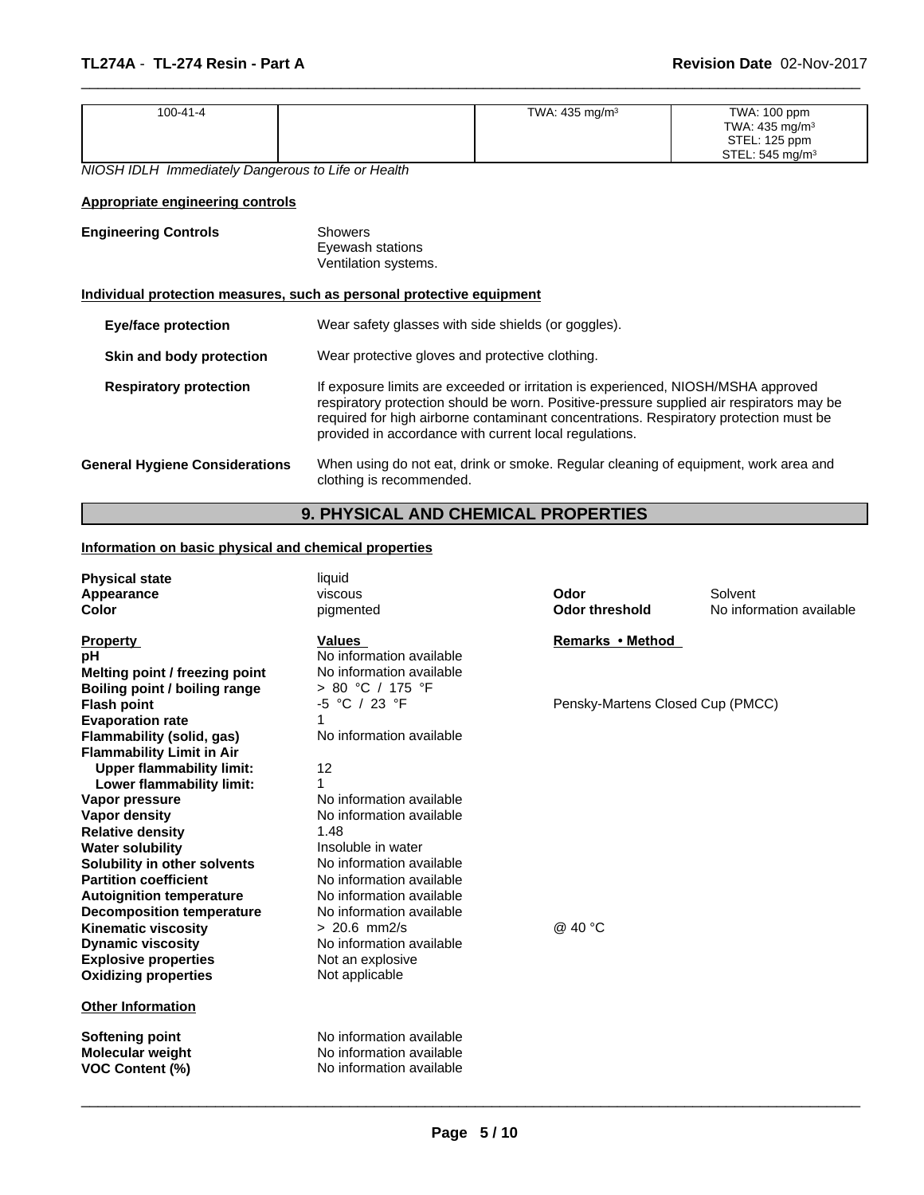| 100-41-4 | | TWA: 435 mg/m³ | TWA: 100 ppm<br>TWA: 435 mg/m³<br>STEL: 125 ppm<br>STEL: 545 mg/m³ |
|---|---|---|---|

*NIOSH IDLH Immediately Dangerous to Life or Health*

**Appropriate engineering controls**

**Engineering Controls** Showers
Eyewash stations
Ventilation systems.

**Individual protection measures, such as personal protective equipment**

**Eye/face protection** Wear safety glasses with side shields (or goggles).

**Skin and body protection** Wear protective gloves and protective clothing.

**Respiratory protection** If exposure limits are exceeded or irritation is experienced, NIOSH/MSHA approved respiratory protection should be worn. Positive-pressure supplied air respirators may be required for high airborne contaminant concentrations. Respiratory protection must be provided in accordance with current local regulations.

**General Hygiene Considerations** When using do not eat, drink or smoke. Regular cleaning of equipment, work area and clothing is recommended.

## 9. PHYSICAL AND CHEMICAL PROPERTIES

**Information on basic physical and chemical properties**

| | | | |
|---|---|---|---|
| **Physical state** | liquid | | |
| **Appearance** | viscous | **Odor** | Solvent |
| **Color** | pigmented | **Odor threshold** | No information available |

| **Property** | **Values** | **Remarks • Method** |
|---|---|---|
| **pH** | No information available | |
| **Melting point / freezing point** | No information available | |
| **Boiling point / boiling range** | > 80 °C / 175 °F | |
| **Flash point** | -5 °C / 23 °F | Pensky-Martens Closed Cup (PMCC) |
| **Evaporation rate** | 1 | |
| **Flammability (solid, gas)** | No information available | |
| **Flammability Limit in Air** | | |
| **Upper flammability limit:** | 12 | |
| **Lower flammability limit:** | 1 | |
| **Vapor pressure** | No information available | |
| **Vapor density** | No information available | |
| **Relative density** | 1.48 | |
| **Water solubility** | Insoluble in water | |
| **Solubility in other solvents** | No information available | |
| **Partition coefficient** | No information available | |
| **Autoignition temperature** | No information available | |
| **Decomposition temperature** | No information available | |
| **Kinematic viscosity** | > 20.6 mm2/s | @ 40 °C |
| **Dynamic viscosity** | No information available | |
| **Explosive properties** | Not an explosive | |
| **Oxidizing properties** | Not applicable | |

**Other Information**

| | |
|---|---|
| **Softening point** | No information available |
| **Molecular weight** | No information available |
| **VOC Content (%)** | No information available |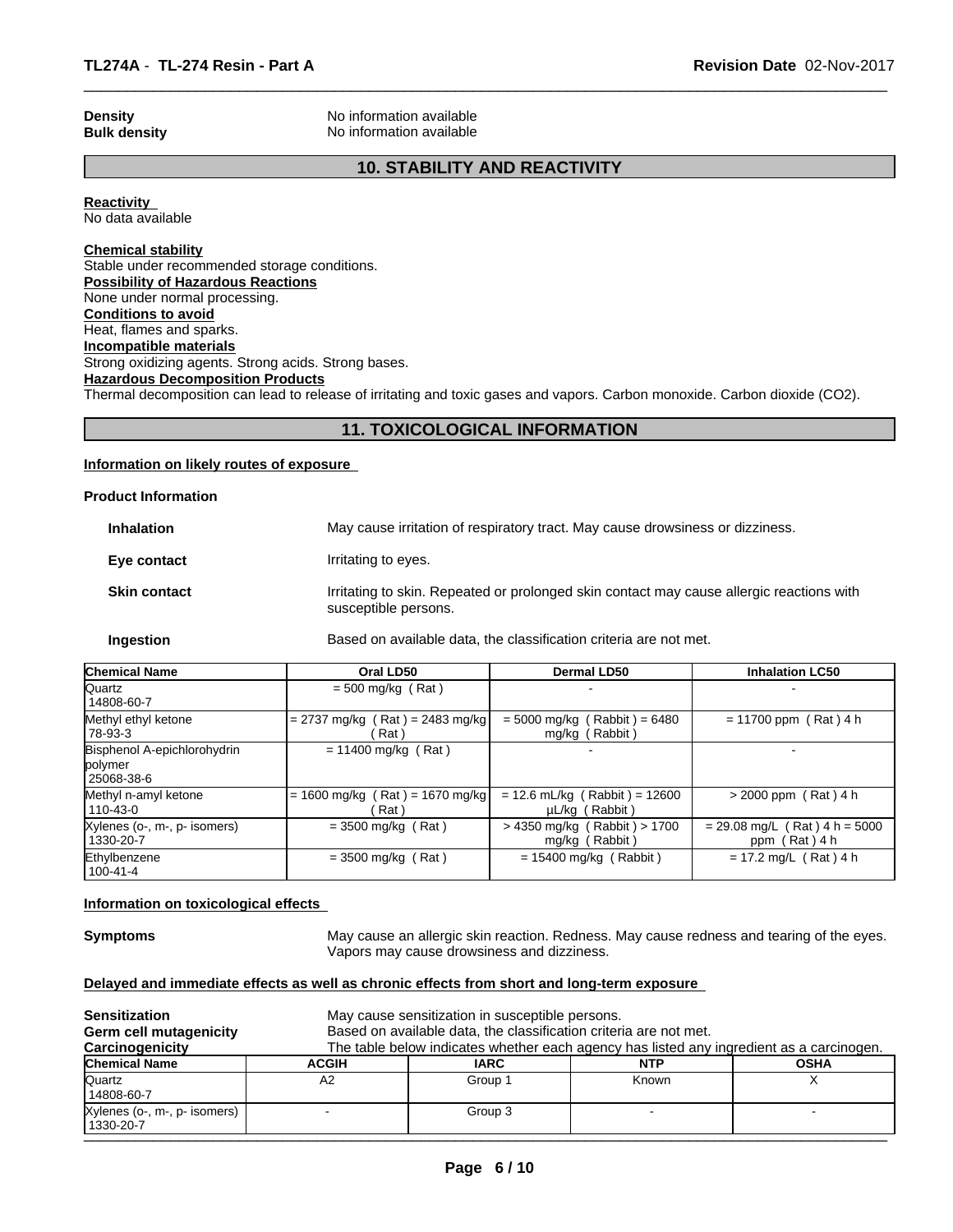| | |
|---|---|
| **Density** | No information available |
| **Bulk density** | No information available |

## 10. STABILITY AND REACTIVITY

**Reactivity**
No data available

**Chemical stability**
Stable under recommended storage conditions.

**Possibility of Hazardous Reactions**
None under normal processing.

**Conditions to avoid**
Heat, flames and sparks.

**Incompatible materials**
Strong oxidizing agents. Strong acids. Strong bases.

**Hazardous Decomposition Products**
Thermal decomposition can lead to release of irritating and toxic gases and vapors. Carbon monoxide. Carbon dioxide ($CO_2$).

## 11. TOXICOLOGICAL INFORMATION

**Information on likely routes of exposure**

**Product Information**

| | |
|---|---|
| **Inhalation** | May cause irritation of respiratory tract. May cause drowsiness or dizziness. |
| **Eye contact** | Irritating to eyes. |
| **Skin contact** | Irritating to skin. Repeated or prolonged skin contact may cause allergic reactions with susceptible persons. |
| **Ingestion** | Based on available data, the classification criteria are not met. |

| Chemical Name | Oral LD50 | Dermal LD50 | Inhalation LC50 |
|---|---|---|---|
| Quartz 14808-60-7 | = 500 mg/kg ( Rat ) | - | - |
| Methyl ethyl ketone 78-93-3 | = 2737 mg/kg ( Rat ) = 2483 mg/kg ( Rat ) | = 5000 mg/kg ( Rabbit ) = 6480 mg/kg ( Rabbit ) | = 11700 ppm ( Rat ) 4 h |
| Bisphenol A-epichlorohydrin polymer 25068-38-6 | = 11400 mg/kg ( Rat ) | - | - |
| Methyl n-amyl ketone 110-43-0 | = 1600 mg/kg ( Rat ) = 1670 mg/kg ( Rat ) | = 12.6 mL/kg ( Rabbit ) = 12600 µL/kg ( Rabbit ) | > 2000 ppm ( Rat ) 4 h |
| Xylenes (o-, m-, p- isomers) 1330-20-7 | = 3500 mg/kg ( Rat ) | > 4350 mg/kg ( Rabbit ) > 1700 mg/kg ( Rabbit ) | = 29.08 mg/L ( Rat ) 4 h = 5000 ppm ( Rat ) 4 h |
| Ethylbenzene 100-41-4 | = 3500 mg/kg ( Rat ) | = 15400 mg/kg ( Rabbit ) | = 17.2 mg/L ( Rat ) 4 h |

**Information on toxicological effects**

| | |
|---|---|
| **Symptoms** | May cause an allergic skin reaction. Redness. May cause redness and tearing of the eyes. Vapors may cause drowsiness and dizziness. |

**Delayed and immediate effects as well as chronic effects from short and long-term exposure**

| | |
|---|---|
| **Sensitization** | May cause sensitization in susceptible persons. |
| **Germ cell mutagenicity** | Based on available data, the classification criteria are not met. |
| **Carcinogenicity** | The table below indicates whether each agency has listed any ingredient as a carcinogen. |

| Chemical Name | ACGIH | IARC | NTP | OSHA |
|---|---|---|---|---|
| Quartz 14808-60-7 | A2 | Group 1 | Known | X |
| Xylenes (o-, m-, p- isomers) 1330-20-7 | - | Group 3 | - | - |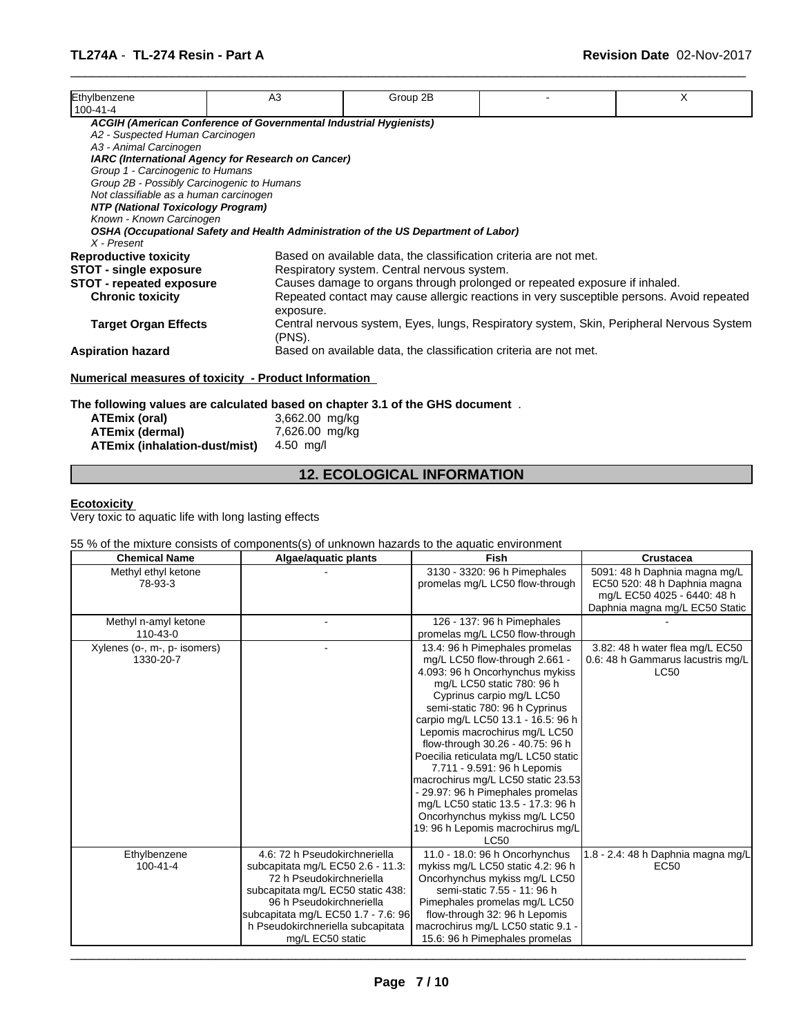| Ethylbenzene<br>100-41-4 | A3 | Group 2B | - | X |
|---|---|---|---|---|

*ACGIH (American Conference of Governmental Industrial Hygienists)*
*A2 - Suspected Human Carcinogen*
*A3 - Animal Carcinogen*
*IARC (International Agency for Research on Cancer)*
*Group 1 - Carcinogenic to Humans*
*Group 2B - Possibly Carcinogenic to Humans*
*Not classifiable as a human carcinogen*
*NTP (National Toxicology Program)*
*Known - Known Carcinogen*
*OSHA (Occupational Safety and Health Administration of the US Department of Labor)*
*X - Present*

**Reproductive toxicity** Based on available data, the classification criteria are not met.
**STOT - single exposure** Respiratory system. Central nervous system.
**STOT - repeated exposure** Causes damage to organs through prolonged or repeated exposure if inhaled.
**Chronic toxicity** Repeated contact may cause allergic reactions in very susceptible persons. Avoid repeated exposure.
**Target Organ Effects** Central nervous system, Eyes, lungs, Respiratory system, Skin, Peripheral Nervous System (PNS).
**Aspiration hazard** Based on available data, the classification criteria are not met.

**Numerical measures of toxicity - Product Information**

**The following values are calculated based on chapter 3.1 of the GHS document** .

**ATEmix (oral)** 3,662.00 mg/kg
**ATEmix (dermal)** 7,626.00 mg/kg
**ATEmix (inhalation-dust/mist)** 4.50 mg/l

## 12. ECOLOGICAL INFORMATION

**Ecotoxicity**
Very toxic to aquatic life with long lasting effects

55 % of the mixture consists of components(s) of unknown hazards to the aquatic environment

| Chemical Name | Algae/aquatic plants | Fish | Crustacea |
|---|---|---|---|
| Methyl ethyl ketone<br>78-93-3 | - | 3130 - 3320: 96 h Pimephales promelas mg/L LC50 flow-through | 5091: 48 h Daphnia magna mg/L EC50 520: 48 h Daphnia magna mg/L EC50 4025 - 6440: 48 h Daphnia magna mg/L EC50 Static |
| Methyl n-amyl ketone<br>110-43-0 | - | 126 - 137: 96 h Pimephales promelas mg/L LC50 flow-through | - |
| Xylenes (o-, m-, p- isomers)<br>1330-20-7 | - | 13.4: 96 h Pimephales promelas mg/L LC50 flow-through 2.661 - 4.093: 96 h Oncorhynchus mykiss mg/L LC50 static 780: 96 h Cyprinus carpio mg/L LC50 semi-static 780: 96 h Cyprinus carpio mg/L LC50 13.1 - 16.5: 96 h Lepomis macrochirus mg/L LC50 flow-through 30.26 - 40.75: 96 h Poecilia reticulata mg/L LC50 static 7.711 - 9.591: 96 h Lepomis macrochirus mg/L LC50 static 23.53 - 29.97: 96 h Pimephales promelas mg/L LC50 static 13.5 - 17.3: 96 h Oncorhynchus mykiss mg/L LC50 19: 96 h Lepomis macrochirus mg/L LC50 | 3.82: 48 h water flea mg/L EC50 0.6: 48 h Gammarus lacustris mg/L LC50 |
| Ethylbenzene<br>100-41-4 | 4.6: 72 h Pseudokirchneriella subcapitata mg/L EC50 2.6 - 11.3: 72 h Pseudokirchneriella subcapitata mg/L EC50 static 438: 96 h Pseudokirchneriella subcapitata mg/L EC50 1.7 - 7.6: 96 h Pseudokirchneriella subcapitata mg/L EC50 static | 11.0 - 18.0: 96 h Oncorhynchus mykiss mg/L LC50 static 4.2: 96 h Oncorhynchus mykiss mg/L LC50 semi-static 7.55 - 11: 96 h Pimephales promelas mg/L LC50 flow-through 32: 96 h Lepomis macrochirus mg/L LC50 static 9.1 - 15.6: 96 h Pimephales promelas | 1.8 - 2.4: 48 h Daphnia magna mg/L EC50 |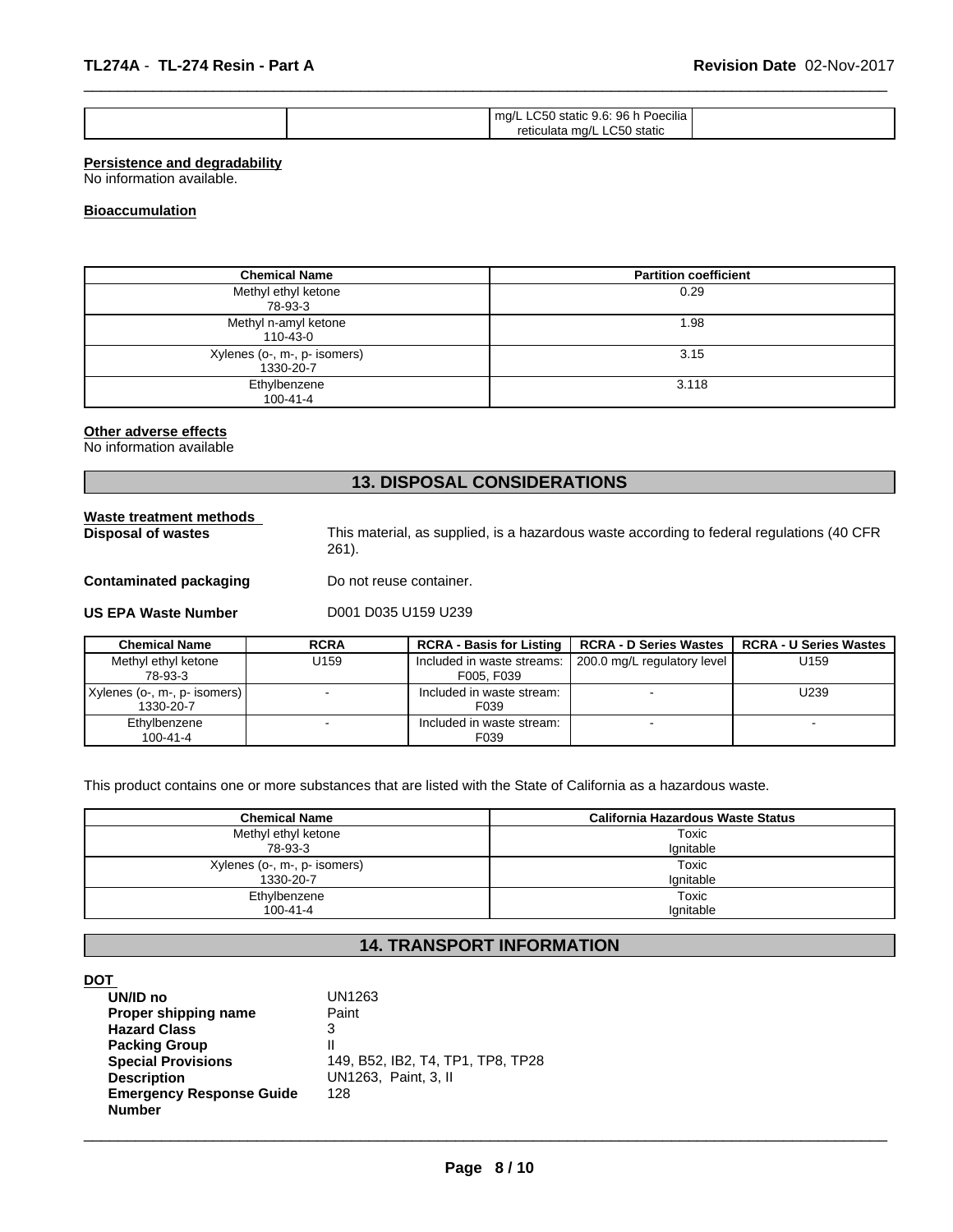| | | mg/L LC50 static 9.6: 96 h Poecilia reticulata mg/L LC50 static | |
|---|---|---|---|

**Persistence and degradability**

No information available.

**Bioaccumulation**

| Chemical Name | Partition coefficient |
|---|---|
| Methyl ethyl ketone 78-93-3 | 0.29 |
| Methyl n-amyl ketone 110-43-0 | 1.98 |
| Xylenes (o-, m-, p- isomers) 1330-20-7 | 3.15 |
| Ethylbenzene 100-41-4 | 3.118 |

**Other adverse effects**

No information available

## 13. DISPOSAL CONSIDERATIONS

**Waste treatment methods**

**Disposal of wastes** This material, as supplied, is a hazardous waste according to federal regulations (40 CFR 261).

**Contaminated packaging** Do not reuse container.

**US EPA Waste Number** D001 D035 U159 U239

| Chemical Name | RCRA | RCRA - Basis for Listing | RCRA - D Series Wastes | RCRA - U Series Wastes |
|---|---|---|---|---|
| Methyl ethyl ketone 78-93-3 | U159 | Included in waste streams: F005, F039 | 200.0 mg/L regulatory level | U159 |
| Xylenes (o-, m-, p- isomers) 1330-20-7 | - | Included in waste stream: F039 | - | U239 |
| Ethylbenzene 100-41-4 | - | Included in waste stream: F039 | - | - |

This product contains one or more substances that are listed with the State of California as a hazardous waste.

| Chemical Name | California Hazardous Waste Status |
|---|---|
| Methyl ethyl ketone 78-93-3 | Toxic Ignitable |
| Xylenes (o-, m-, p- isomers) 1330-20-7 | Toxic Ignitable |
| Ethylbenzene 100-41-4 | Toxic Ignitable |

## 14. TRANSPORT INFORMATION

**DOT**

**UN/ID no** UN1263
**Proper shipping name** Paint
**Hazard Class** 3
**Packing Group** II
**Special Provisions** 149, B52, IB2, T4, TP1, TP8, TP28
**Description** UN1263, Paint, 3, II
**Emergency Response Guide Number** 128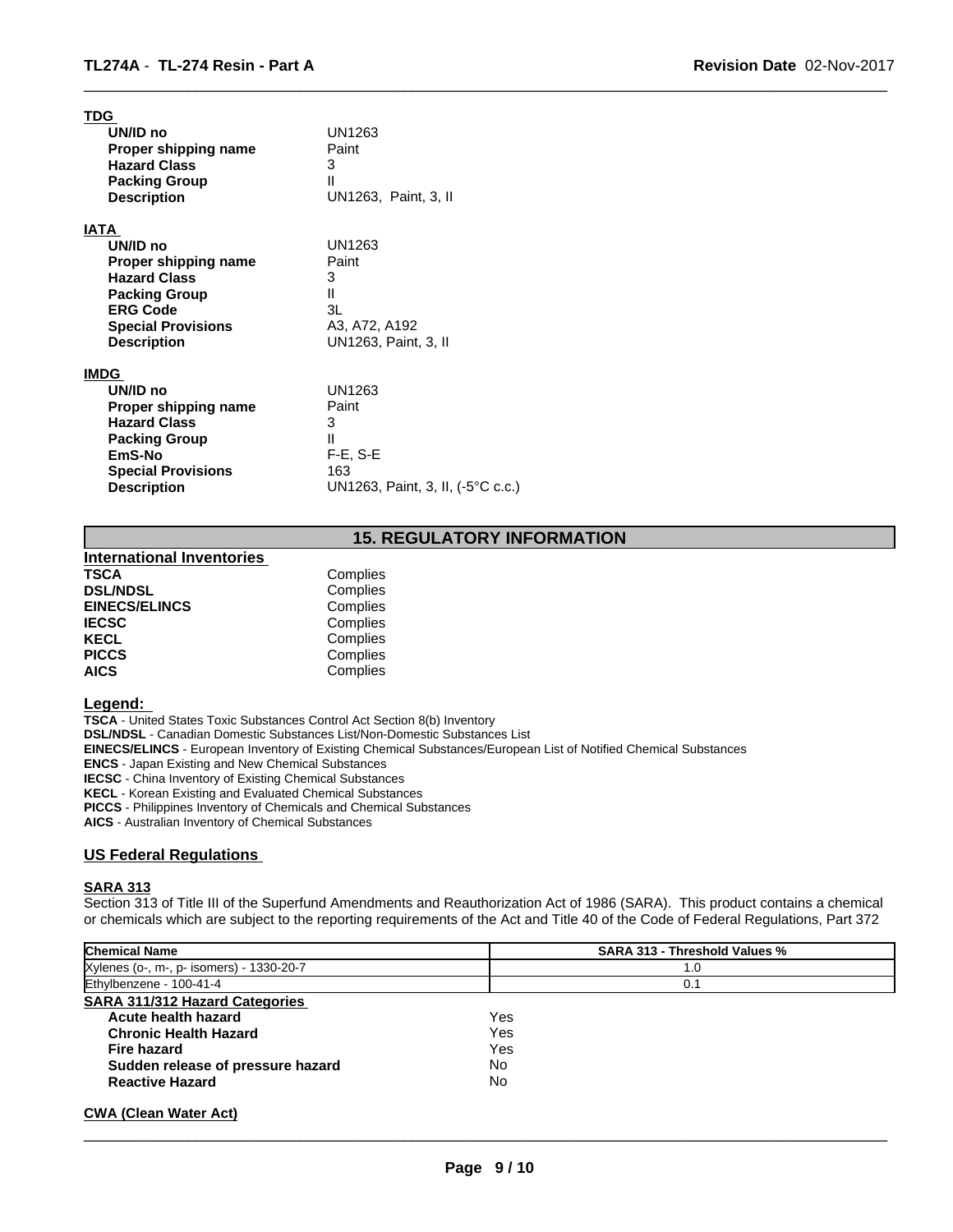**TDG**

| | |
|---|---|
| **UN/ID no** | UN1263 |
| **Proper shipping name** | Paint |
| **Hazard Class** | 3 |
| **Packing Group** | II |
| **Description** | UN1263, Paint, 3, II |

**IATA**

| | |
|---|---|
| **UN/ID no** | UN1263 |
| **Proper shipping name** | Paint |
| **Hazard Class** | 3 |
| **Packing Group** | II |
| **ERG Code** | 3L |
| **Special Provisions** | A3, A72, A192 |
| **Description** | UN1263, Paint, 3, II |

**IMDG**

| | |
|---|---|
| **UN/ID no** | UN1263 |
| **Proper shipping name** | Paint |
| **Hazard Class** | 3 |
| **Packing Group** | II |
| **EmS-No** | F-E, S-E |
| **Special Provisions** | 163 |
| **Description** | UN1263, Paint, 3, II, (-5°C c.c.) |

## 15. REGULATORY INFORMATION

**International Inventories**

| | |
|---|---|
| **TSCA** | Complies |
| **DSL/NDSL** | Complies |
| **EINECS/ELINCS** | Complies |
| **IECSC** | Complies |
| **KECL** | Complies |
| **PICCS** | Complies |
| **AICS** | Complies |

**Legend:**

**TSCA** - United States Toxic Substances Control Act Section 8(b) Inventory
**DSL/NDSL** - Canadian Domestic Substances List/Non-Domestic Substances List
**EINECS/ELINCS** - European Inventory of Existing Chemical Substances/European List of Notified Chemical Substances
**ENCS** - Japan Existing and New Chemical Substances
**IECSC** - China Inventory of Existing Chemical Substances
**KECL** - Korean Existing and Evaluated Chemical Substances
**PICCS** - Philippines Inventory of Chemicals and Chemical Substances
**AICS** - Australian Inventory of Chemical Substances

### US Federal Regulations

**SARA 313**

Section 313 of Title III of the Superfund Amendments and Reauthorization Act of 1986 (SARA). This product contains a chemical or chemicals which are subject to the reporting requirements of the Act and Title 40 of the Code of Federal Regulations, Part 372

| Chemical Name | SARA 313 - Threshold Values % |
|---|---|
| Xylenes (o-, m-, p- isomers) - 1330-20-7 | 1.0 |
| Ethylbenzene - 100-41-4 | 0.1 |

**SARA 311/312 Hazard Categories**

| | |
|---|---|
| **Acute health hazard** | Yes |
| **Chronic Health Hazard** | Yes |
| **Fire hazard** | Yes |
| **Sudden release of pressure hazard** | No |
| **Reactive Hazard** | No |

**CWA (Clean Water Act)**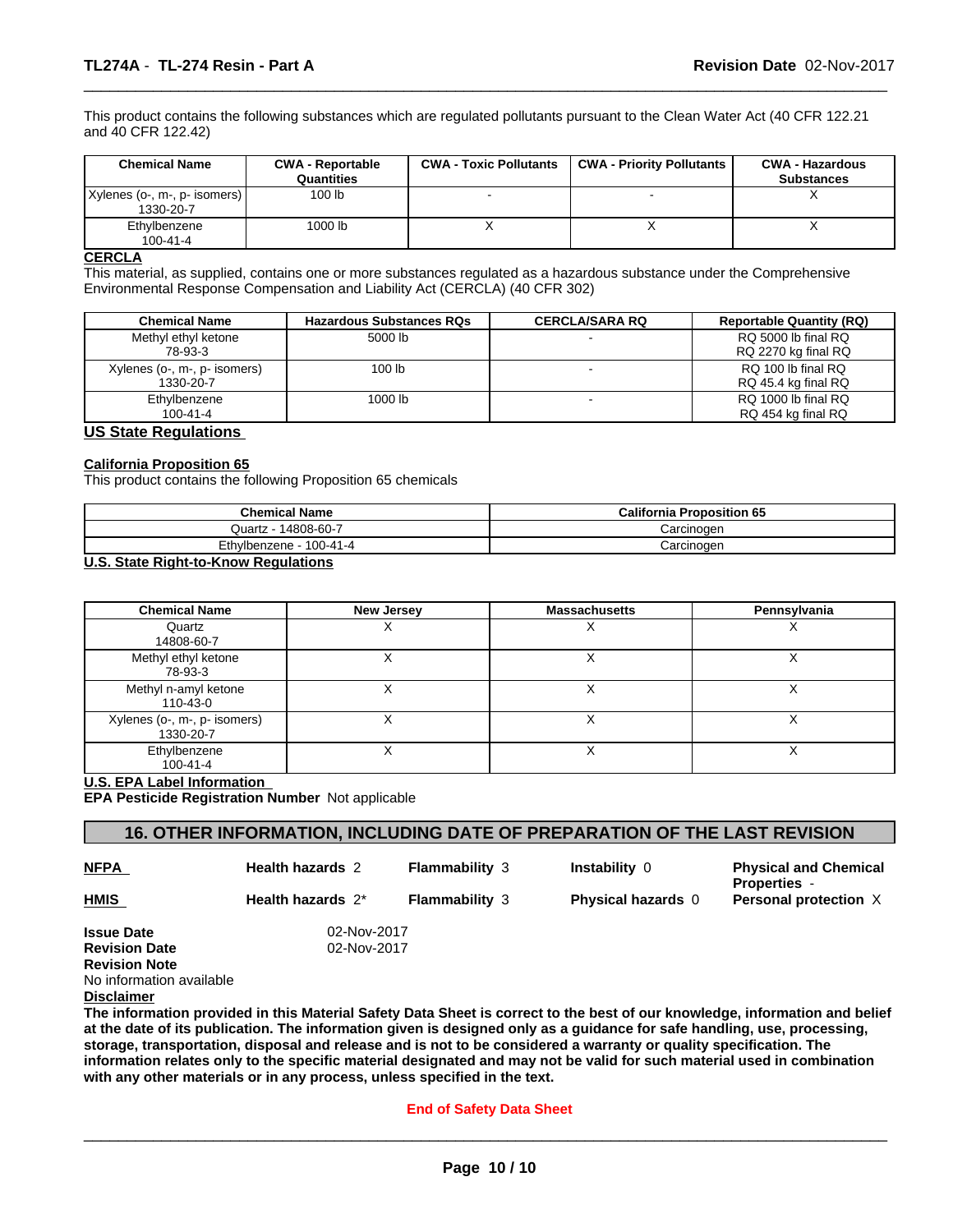This product contains the following substances which are regulated pollutants pursuant to the Clean Water Act (40 CFR 122.21 and 40 CFR 122.42)

| Chemical Name | CWA - Reportable Quantities | CWA - Toxic Pollutants | CWA - Priority Pollutants | CWA - Hazardous Substances |
|---|---|---|---|---|
| Xylenes (o-, m-, p- isomers) 1330-20-7 | 100 lb | - | - | X |
| Ethylbenzene 100-41-4 | 1000 lb | X | X | X |

**CERCLA**

This material, as supplied, contains one or more substances regulated as a hazardous substance under the Comprehensive Environmental Response Compensation and Liability Act (CERCLA) (40 CFR 302)

| Chemical Name | Hazardous Substances RQs | CERCLA/SARA RQ | Reportable Quantity (RQ) |
|---|---|---|---|
| Methyl ethyl ketone 78-93-3 | 5000 lb | - | RQ 5000 lb final RQ RQ 2270 kg final RQ |
| Xylenes (o-, m-, p- isomers) 1330-20-7 | 100 lb | - | RQ 100 lb final RQ RQ 45.4 kg final RQ |
| Ethylbenzene 100-41-4 | 1000 lb | - | RQ 1000 lb final RQ RQ 454 kg final RQ |

**US State Regulations**

**California Proposition 65**

This product contains the following Proposition 65 chemicals

| Chemical Name | California Proposition 65 |
|---|---|
| Quartz - 14808-60-7 | Carcinogen |
| Ethylbenzene - 100-41-4 | Carcinogen |

**U.S. State Right-to-Know Regulations**

| Chemical Name | New Jersey | Massachusetts | Pennsylvania |
|---|---|---|---|
| Quartz 14808-60-7 | X | X | X |
| Methyl ethyl ketone 78-93-3 | X | X | X |
| Methyl n-amyl ketone 110-43-0 | X | X | X |
| Xylenes (o-, m-, p- isomers) 1330-20-7 | X | X | X |
| Ethylbenzene 100-41-4 | X | X | X |

**U.S. EPA Label Information**

**EPA Pesticide Registration Number** Not applicable

## 16. OTHER INFORMATION, INCLUDING DATE OF PREPARATION OF THE LAST REVISION

| | | | | |
|---|---|---|---|---|
| **NFPA** | **Health hazards** 2 | **Flammability** 3 | **Instability** 0 | **Physical and Chemical Properties** - |
| **HMIS** | **Health hazards** 2* | **Flammability** 3 | **Physical hazards** 0 | **Personal protection** X |

**Issue Date** 02-Nov-2017
**Revision Date** 02-Nov-2017
**Revision Note**
No information available

**Disclaimer**

**The information provided in this Material Safety Data Sheet is correct to the best of our knowledge, information and belief at the date of its publication. The information given is designed only as a guidance for safe handling, use, processing, storage, transportation, disposal and release and is not to be considered a warranty or quality specification. The information relates only to the specific material designated and may not be valid for such material used in combination with any other materials or in any process, unless specified in the text.**

**End of Safety Data Sheet**